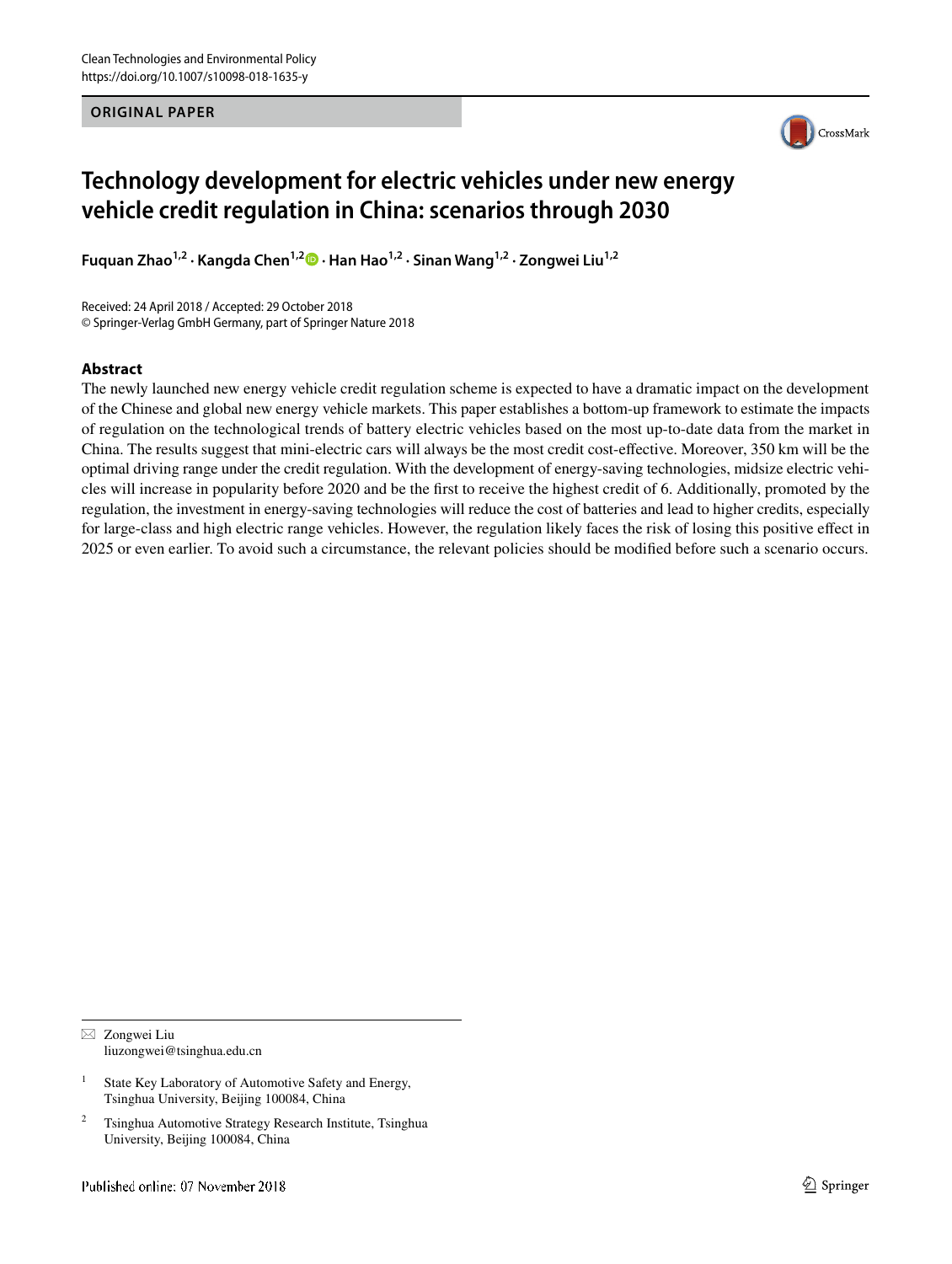ORIGINAL PAPER

# Technology development for electric vehicles under new energy vehicle credit regulation in China: scenarios through 2030

**Fuquan Zhao**[1,2] · **Kangda Chen**[1,2] · **Han Hao**[1,2] · **Sinan Wang**[1,2] · **Zongwei Liu**[1,2]

Received: 24 April 2018 / Accepted: 29 October 2018
© Springer-Verlag GmbH Germany, part of Springer Nature 2018

## Abstract

The newly launched new energy vehicle credit regulation scheme is expected to have a dramatic impact on the development of the Chinese and global new energy vehicle markets. This paper establishes a bottom-up framework to estimate the impacts of regulation on the technological trends of battery electric vehicles based on the most up-to-date data from the market in China. The results suggest that mini-electric cars will always be the most credit cost-effective. Moreover, 350 km will be the optimal driving range under the credit regulation. With the development of energy-saving technologies, midsize electric vehicles will increase in popularity before 2020 and be the first to receive the highest credit of 6. Additionally, promoted by the regulation, the investment in energy-saving technologies will reduce the cost of batteries and lead to higher credits, especially for large-class and high electric range vehicles. However, the regulation likely faces the risk of losing this positive effect in 2025 or even earlier. To avoid such a circumstance, the relevant policies should be modified before such a scenario occurs.

✉ Zongwei Liu
liuzongwei@tsinghua.edu.cn

[1] State Key Laboratory of Automotive Safety and Energy, Tsinghua University, Beijing 100084, China

[2] Tsinghua Automotive Strategy Research Institute, Tsinghua University, Beijing 100084, China

Published online: 07 November 2018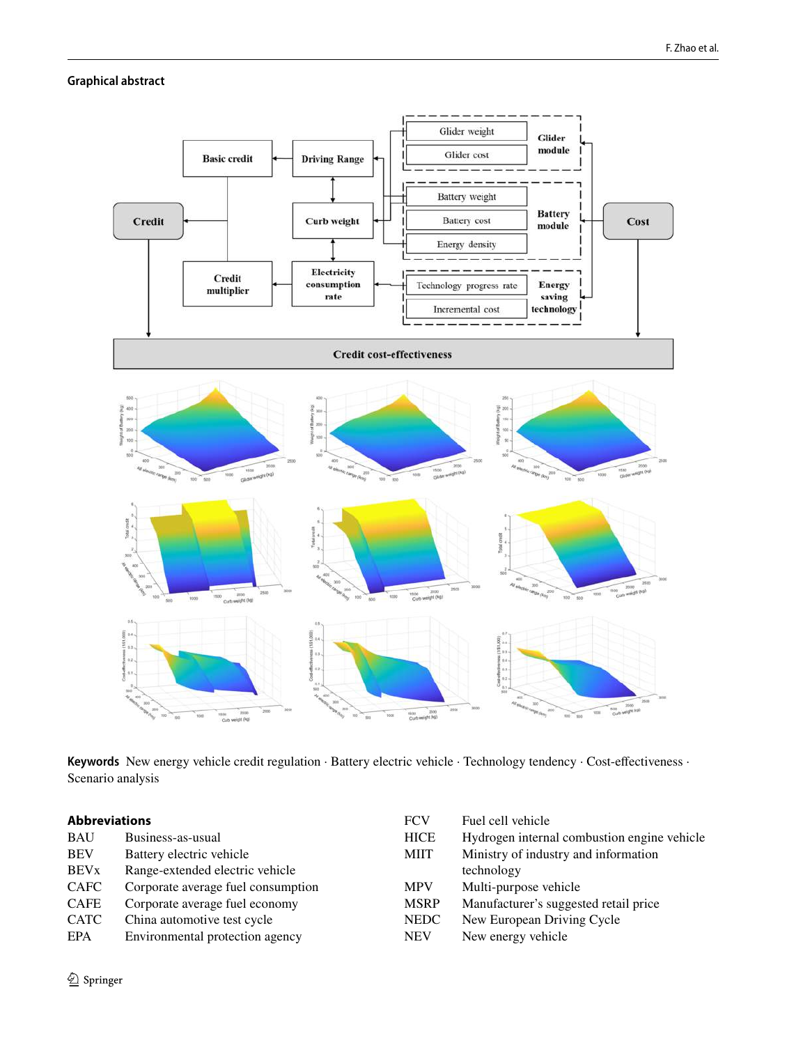**Graphical abstract**

**Keywords** New energy vehicle credit regulation · Battery electric vehicle · Technology tendency · Cost-effectiveness · Scenario analysis

## Abbreviations

| | |
|---|---|
| BAU | Business-as-usual |
| BEV | Battery electric vehicle |
| BEVx | Range-extended electric vehicle |
| CAFC | Corporate average fuel consumption |
| CAFE | Corporate average fuel economy |
| CATC | China automotive test cycle |
| EPA | Environmental protection agency |
| FCV | Fuel cell vehicle |
| HICE | Hydrogen internal combustion engine vehicle |
| MIIT | Ministry of industry and information technology |
| MPV | Multi-purpose vehicle |
| MSRP | Manufacturer's suggested retail price |
| NEDC | New European Driving Cycle |
| NEV | New energy vehicle |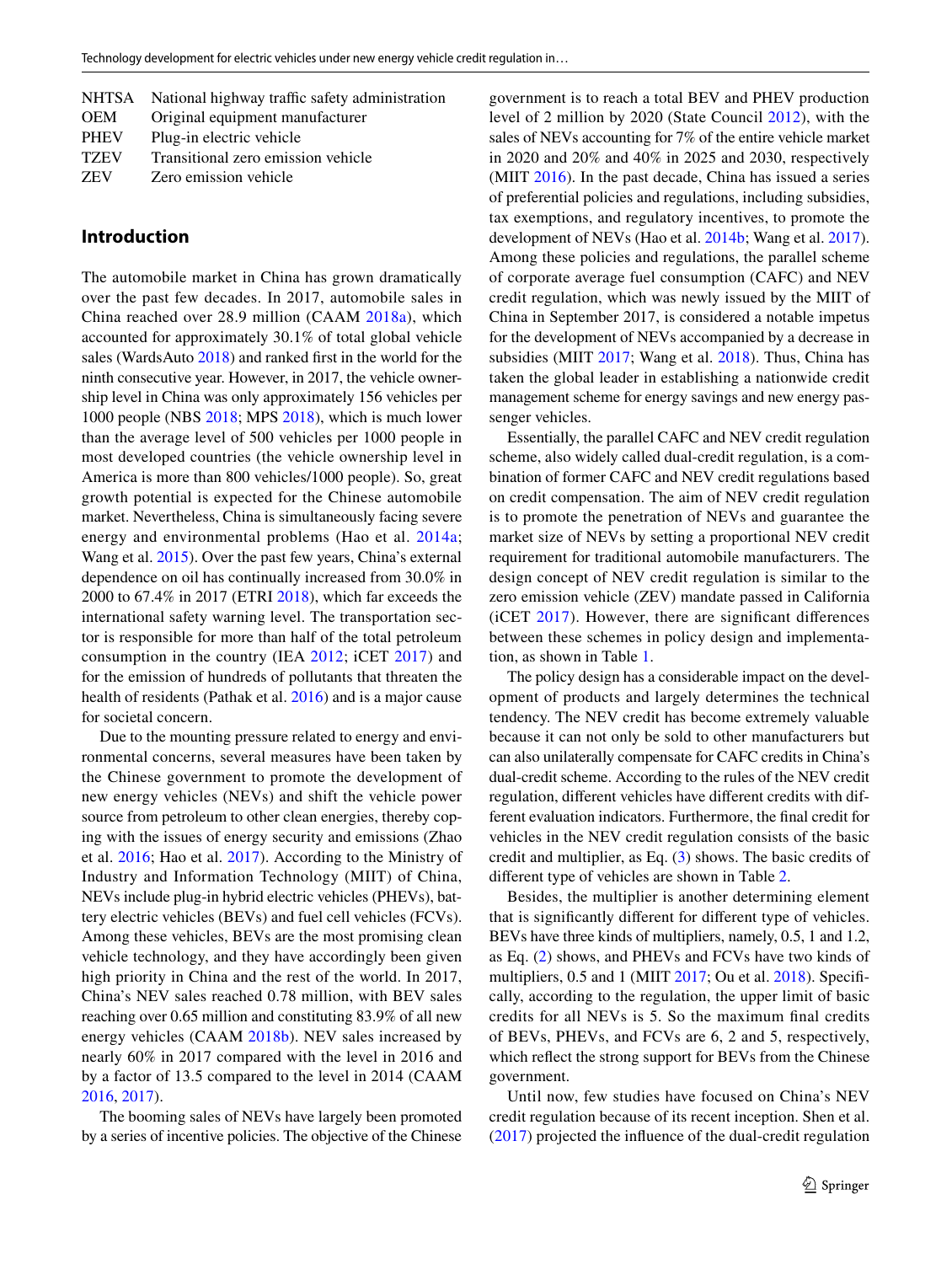| | |
|---|---|
| NHTSA | National highway traffic safety administration |
| OEM | Original equipment manufacturer |
| PHEV | Plug-in electric vehicle |
| TZEV | Transitional zero emission vehicle |
| ZEV | Zero emission vehicle |

## Introduction

The automobile market in China has grown dramatically over the past few decades. In 2017, automobile sales in China reached over 28.9 million (CAAM 2018a), which accounted for approximately 30.1% of total global vehicle sales (WardsAuto 2018) and ranked first in the world for the ninth consecutive year. However, in 2017, the vehicle ownership level in China was only approximately 156 vehicles per 1000 people (NBS 2018; MPS 2018), which is much lower than the average level of 500 vehicles per 1000 people in most developed countries (the vehicle ownership level in America is more than 800 vehicles/1000 people). So, great growth potential is expected for the Chinese automobile market. Nevertheless, China is simultaneously facing severe energy and environmental problems (Hao et al. 2014a; Wang et al. 2015). Over the past few years, China's external dependence on oil has continually increased from 30.0% in 2000 to 67.4% in 2017 (ETRI 2018), which far exceeds the international safety warning level. The transportation sector is responsible for more than half of the total petroleum consumption in the country (IEA 2012; iCET 2017) and for the emission of hundreds of pollutants that threaten the health of residents (Pathak et al. 2016) and is a major cause for societal concern.

Due to the mounting pressure related to energy and environmental concerns, several measures have been taken by the Chinese government to promote the development of new energy vehicles (NEVs) and shift the vehicle power source from petroleum to other clean energies, thereby coping with the issues of energy security and emissions (Zhao et al. 2016; Hao et al. 2017). According to the Ministry of Industry and Information Technology (MIIT) of China, NEVs include plug-in hybrid electric vehicles (PHEVs), battery electric vehicles (BEVs) and fuel cell vehicles (FCVs). Among these vehicles, BEVs are the most promising clean vehicle technology, and they have accordingly been given high priority in China and the rest of the world. In 2017, China's NEV sales reached 0.78 million, with BEV sales reaching over 0.65 million and constituting 83.9% of all new energy vehicles (CAAM 2018b). NEV sales increased by nearly 60% in 2017 compared with the level in 2016 and by a factor of 13.5 compared to the level in 2014 (CAAM 2016, 2017).

The booming sales of NEVs have largely been promoted by a series of incentive policies. The objective of the Chinese government is to reach a total BEV and PHEV production level of 2 million by 2020 (State Council 2012), with the sales of NEVs accounting for 7% of the entire vehicle market in 2020 and 20% and 40% in 2025 and 2030, respectively (MIIT 2016). In the past decade, China has issued a series of preferential policies and regulations, including subsidies, tax exemptions, and regulatory incentives, to promote the development of NEVs (Hao et al. 2014b; Wang et al. 2017). Among these policies and regulations, the parallel scheme of corporate average fuel consumption (CAFC) and NEV credit regulation, which was newly issued by the MIIT of China in September 2017, is considered a notable impetus for the development of NEVs accompanied by a decrease in subsidies (MIIT 2017; Wang et al. 2018). Thus, China has taken the global leader in establishing a nationwide credit management scheme for energy savings and new energy passenger vehicles.

Essentially, the parallel CAFC and NEV credit regulation scheme, also widely called dual-credit regulation, is a combination of former CAFC and NEV credit regulations based on credit compensation. The aim of NEV credit regulation is to promote the penetration of NEVs and guarantee the market size of NEVs by setting a proportional NEV credit requirement for traditional automobile manufacturers. The design concept of NEV credit regulation is similar to the zero emission vehicle (ZEV) mandate passed in California (iCET 2017). However, there are significant differences between these schemes in policy design and implementation, as shown in Table 1.

The policy design has a considerable impact on the development of products and largely determines the technical tendency. The NEV credit has become extremely valuable because it can not only be sold to other manufacturers but can also unilaterally compensate for CAFC credits in China's dual-credit scheme. According to the rules of the NEV credit regulation, different vehicles have different credits with different evaluation indicators. Furthermore, the final credit for vehicles in the NEV credit regulation consists of the basic credit and multiplier, as Eq. (3) shows. The basic credits of different type of vehicles are shown in Table 2.

Besides, the multiplier is another determining element that is significantly different for different type of vehicles. BEVs have three kinds of multipliers, namely, 0.5, 1 and 1.2, as Eq. (2) shows, and PHEVs and FCVs have two kinds of multipliers, 0.5 and 1 (MIIT 2017; Ou et al. 2018). Specifically, according to the regulation, the upper limit of basic credits for all NEVs is 5. So the maximum final credits of BEVs, PHEVs, and FCVs are 6, 2 and 5, respectively, which reflect the strong support for BEVs from the Chinese government.

Until now, few studies have focused on China's NEV credit regulation because of its recent inception. Shen et al. (2017) projected the influence of the dual-credit regulation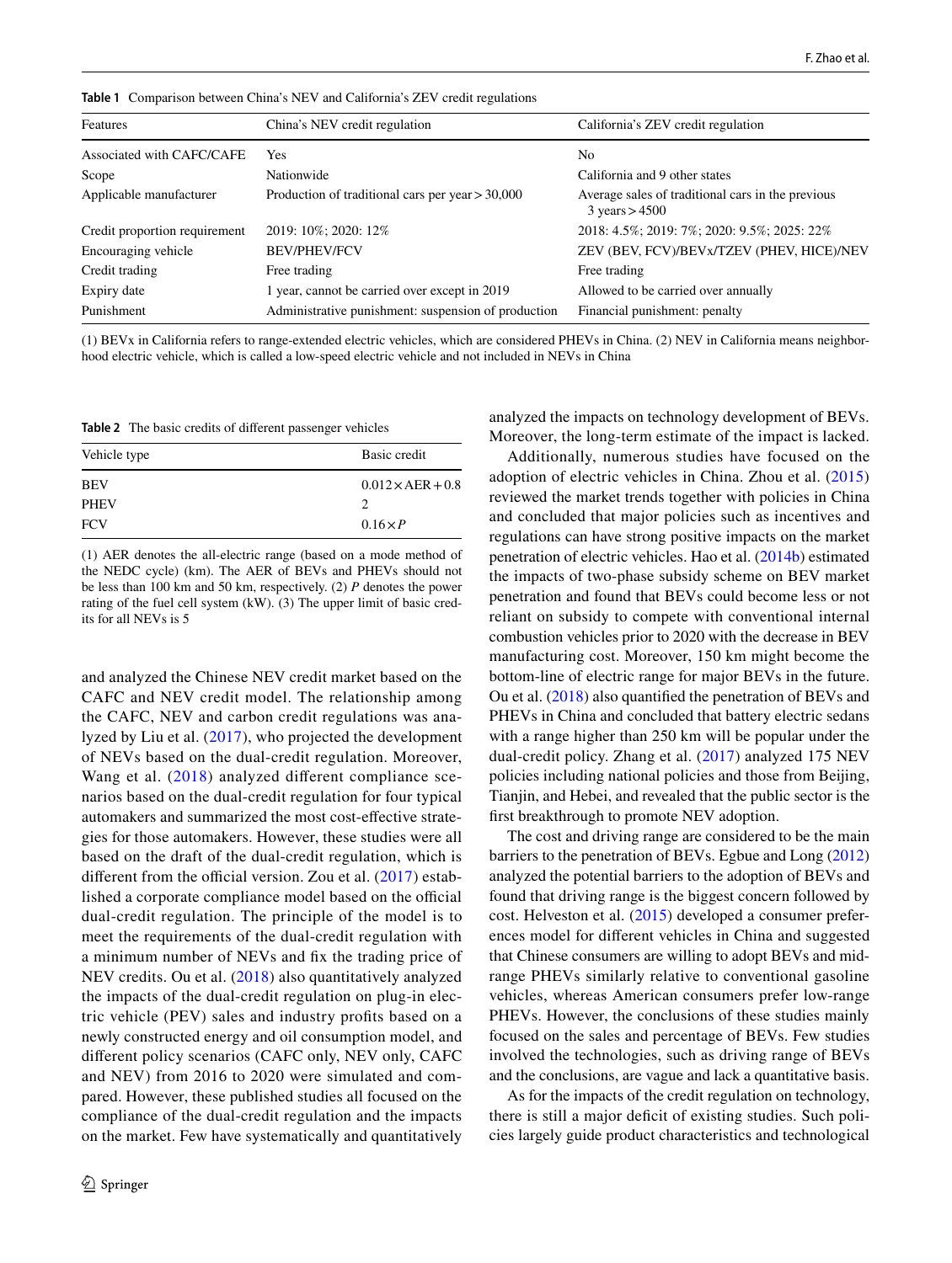**Table 1** Comparison between China's NEV and California's ZEV credit regulations

| Features | China's NEV credit regulation | California's ZEV credit regulation |
|---|---|---|
| Associated with CAFC/CAFE | Yes | No |
| Scope | Nationwide | California and 9 other states |
| Applicable manufacturer | Production of traditional cars per year > 30,000 | Average sales of traditional cars in the previous 3 years > 4500 |
| Credit proportion requirement | 2019: 10%; 2020: 12% | 2018: 4.5%; 2019: 7%; 2020: 9.5%; 2025: 22% |
| Encouraging vehicle | BEV/PHEV/FCV | ZEV (BEV, FCV)/BEVx/TZEV (PHEV, HICE)/NEV |
| Credit trading | Free trading | Free trading |
| Expiry date | 1 year, cannot be carried over except in 2019 | Allowed to be carried over annually |
| Punishment | Administrative punishment: suspension of production | Financial punishment: penalty |

(1) BEVx in California refers to range-extended electric vehicles, which are considered PHEVs in China. (2) NEV in California means neighborhood electric vehicle, which is called a low-speed electric vehicle and not included in NEVs in China

**Table 2** The basic credits of different passenger vehicles

| Vehicle type | Basic credit |
|---|---|
| BEV | $0.012 \times \text{AER} + 0.8$ |
| PHEV | 2 |
| FCV | $0.16 \times P$ |

(1) AER denotes the all-electric range (based on a mode method of the NEDC cycle) (km). The AER of BEVs and PHEVs should not be less than 100 km and 50 km, respectively. (2) $P$ denotes the power rating of the fuel cell system (kW). (3) The upper limit of basic credits for all NEVs is 5

and analyzed the Chinese NEV credit market based on the CAFC and NEV credit model. The relationship among the CAFC, NEV and carbon credit regulations was analyzed by Liu et al. (2017), who projected the development of NEVs based on the dual-credit regulation. Moreover, Wang et al. (2018) analyzed different compliance scenarios based on the dual-credit regulation for four typical automakers and summarized the most cost-effective strategies for those automakers. However, these studies were all based on the draft of the dual-credit regulation, which is different from the official version. Zou et al. (2017) established a corporate compliance model based on the official dual-credit regulation. The principle of the model is to meet the requirements of the dual-credit regulation with a minimum number of NEVs and fix the trading price of NEV credits. Ou et al. (2018) also quantitatively analyzed the impacts of the dual-credit regulation on plug-in electric vehicle (PEV) sales and industry profits based on a newly constructed energy and oil consumption model, and different policy scenarios (CAFC only, NEV only, CAFC and NEV) from 2016 to 2020 were simulated and compared. However, these published studies all focused on the compliance of the dual-credit regulation and the impacts on the market. Few have systematically and quantitatively analyzed the impacts on technology development of BEVs. Moreover, the long-term estimate of the impact is lacked.

Additionally, numerous studies have focused on the adoption of electric vehicles in China. Zhou et al. (2015) reviewed the market trends together with policies in China and concluded that major policies such as incentives and regulations can have strong positive impacts on the market penetration of electric vehicles. Hao et al. (2014b) estimated the impacts of two-phase subsidy scheme on BEV market penetration and found that BEVs could become less or not reliant on subsidy to compete with conventional internal combustion vehicles prior to 2020 with the decrease in BEV manufacturing cost. Moreover, 150 km might become the bottom-line of electric range for major BEVs in the future. Ou et al. (2018) also quantified the penetration of BEVs and PHEVs in China and concluded that battery electric sedans with a range higher than 250 km will be popular under the dual-credit policy. Zhang et al. (2017) analyzed 175 NEV policies including national policies and those from Beijing, Tianjin, and Hebei, and revealed that the public sector is the first breakthrough to promote NEV adoption.

The cost and driving range are considered to be the main barriers to the penetration of BEVs. Egbue and Long (2012) analyzed the potential barriers to the adoption of BEVs and found that driving range is the biggest concern followed by cost. Helveston et al. (2015) developed a consumer preferences model for different vehicles in China and suggested that Chinese consumers are willing to adopt BEVs and mid-range PHEVs similarly relative to conventional gasoline vehicles, whereas American consumers prefer low-range PHEVs. However, the conclusions of these studies mainly focused on the sales and percentage of BEVs. Few studies involved the technologies, such as driving range of BEVs and the conclusions, are vague and lack a quantitative basis.

As for the impacts of the credit regulation on technology, there is still a major deficit of existing studies. Such policies largely guide product characteristics and technological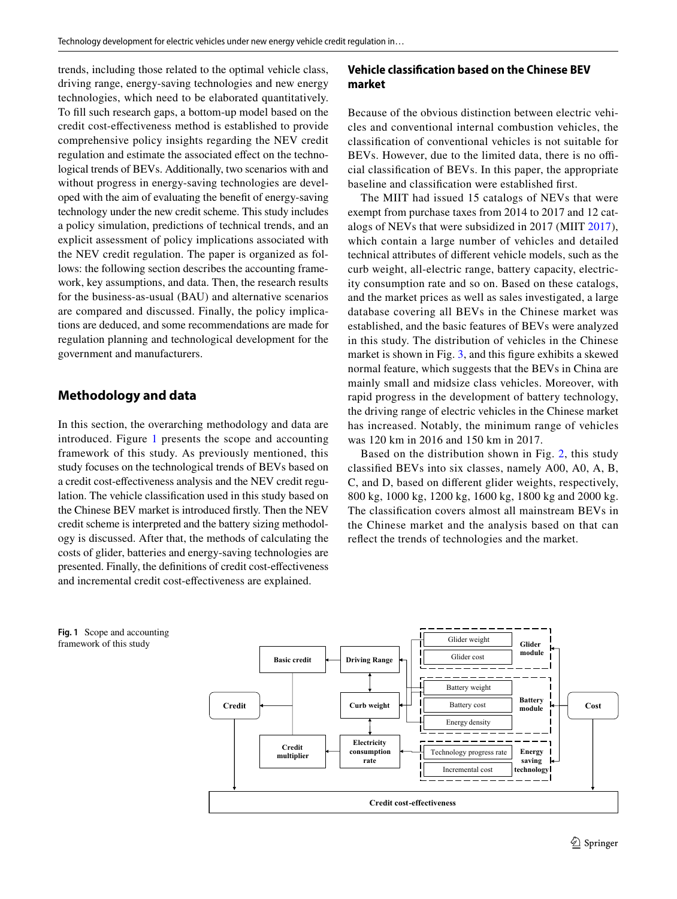trends, including those related to the optimal vehicle class, driving range, energy-saving technologies and new energy technologies, which need to be elaborated quantitatively. To fill such research gaps, a bottom-up model based on the credit cost-effectiveness method is established to provide comprehensive policy insights regarding the NEV credit regulation and estimate the associated effect on the technological trends of BEVs. Additionally, two scenarios with and without progress in energy-saving technologies are developed with the aim of evaluating the benefit of energy-saving technology under the new credit scheme. This study includes a policy simulation, predictions of technical trends, and an explicit assessment of policy implications associated with the NEV credit regulation. The paper is organized as follows: the following section describes the accounting framework, key assumptions, and data. Then, the research results for the business-as-usual (BAU) and alternative scenarios are compared and discussed. Finally, the policy implications are deduced, and some recommendations are made for regulation planning and technological development for the government and manufacturers.

## Methodology and data

In this section, the overarching methodology and data are introduced. Figure 1 presents the scope and accounting framework of this study. As previously mentioned, this study focuses on the technological trends of BEVs based on a credit cost-effectiveness analysis and the NEV credit regulation. The vehicle classification used in this study based on the Chinese BEV market is introduced firstly. Then the NEV credit scheme is interpreted and the battery sizing methodology is discussed. After that, the methods of calculating the costs of glider, batteries and energy-saving technologies are presented. Finally, the definitions of credit cost-effectiveness and incremental credit cost-effectiveness are explained.

### Vehicle classification based on the Chinese BEV market

Because of the obvious distinction between electric vehicles and conventional internal combustion vehicles, the classification of conventional vehicles is not suitable for BEVs. However, due to the limited data, there is no official classification of BEVs. In this paper, the appropriate baseline and classification were established first.

The MIIT had issued 15 catalogs of NEVs that were exempt from purchase taxes from 2014 to 2017 and 12 catalogs of NEVs that were subsidized in 2017 (MIIT 2017), which contain a large number of vehicles and detailed technical attributes of different vehicle models, such as the curb weight, all-electric range, battery capacity, electricity consumption rate and so on. Based on these catalogs, and the market prices as well as sales investigated, a large database covering all BEVs in the Chinese market was established, and the basic features of BEVs were analyzed in this study. The distribution of vehicles in the Chinese market is shown in Fig. 3, and this figure exhibits a skewed normal feature, which suggests that the BEVs in China are mainly small and midsize class vehicles. Moreover, with rapid progress in the development of battery technology, the driving range of electric vehicles in the Chinese market has increased. Notably, the minimum range of vehicles was 120 km in 2016 and 150 km in 2017.

Based on the distribution shown in Fig. 2, this study classified BEVs into six classes, namely A00, A0, A, B, C, and D, based on different glider weights, respectively, 800 kg, 1000 kg, 1200 kg, 1600 kg, 1800 kg and 2000 kg. The classification covers almost all mainstream BEVs in the Chinese market and the analysis based on that can reflect the trends of technologies and the market.

**Fig. 1** Scope and accounting framework of this study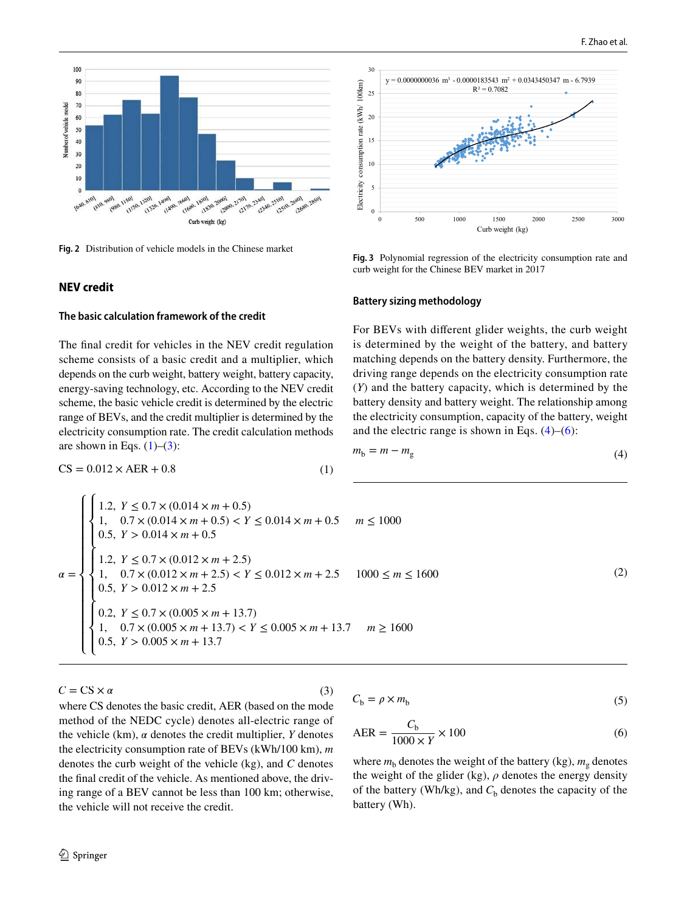Fig. 2 Distribution of vehicle models in the Chinese market

Fig. 3 Polynomial regression of the electricity consumption rate and curb weight for the Chinese BEV market in 2017

## NEV credit

### The basic calculation framework of the credit

The final credit for vehicles in the NEV credit regulation scheme consists of a basic credit and a multiplier, which depends on the curb weight, battery weight, battery capacity, energy-saving technology, etc. According to the NEV credit scheme, the basic vehicle credit is determined by the electric range of BEVs, and the credit multiplier is determined by the electricity consumption rate. The credit calculation methods are shown in Eqs. (1)–(3):

$$\mathrm{CS} = 0.012 \times \mathrm{AER} + 0.8 \tag{1}$$

$$\alpha = \begin{cases} \begin{cases} 1.2, & Y \le 0.7 \times (0.014 \times m + 0.5) \\ 1, & 0.7 \times (0.014 \times m + 0.5) < Y \le 0.014 \times m + 0.5 \\ 0.5, & Y > 0.014 \times m + 0.5 \end{cases} & m \le 1000 \\ \begin{cases} 1.2, & Y \le 0.7 \times (0.012 \times m + 2.5) \\ 1, & 0.7 \times (0.012 \times m + 2.5) < Y \le 0.012 \times m + 2.5 \\ 0.5, & Y > 0.012 \times m + 2.5 \end{cases} & 1000 \le m \le 1600 \\ \begin{cases} 0.2, & Y \le 0.7 \times (0.005 \times m + 13.7) \\ 1, & 0.7 \times (0.005 \times m + 13.7) < Y \le 0.005 \times m + 13.7 \\ 0.5, & Y > 0.005 \times m + 13.7 \end{cases} & m \ge 1600 \end{cases} \tag{2}$$

$$C = \mathrm{CS} \times \alpha \tag{3}$$

where CS denotes the basic credit, AER (based on the mode method of the NEDC cycle) denotes all-electric range of the vehicle (km), $\alpha$ denotes the credit multiplier, $Y$ denotes the electricity consumption rate of BEVs (kWh/100 km), $m$ denotes the curb weight of the vehicle (kg), and $C$ denotes the final credit of the vehicle. As mentioned above, the driving range of a BEV cannot be less than 100 km; otherwise, the vehicle will not receive the credit.

### Battery sizing methodology

For BEVs with different glider weights, the curb weight is determined by the weight of the battery, and battery matching depends on the battery density. Furthermore, the driving range depends on the electricity consumption rate ($Y$) and the battery capacity, which is determined by the battery density and battery weight. The relationship among the electricity consumption, capacity of the battery, weight and the electric range is shown in Eqs. (4)–(6):

$$m_\mathrm{b} = m - m_\mathrm{g} \tag{4}$$

$$C_\mathrm{b} = \rho \times m_\mathrm{b} \tag{5}$$

$$\mathrm{AER} = \frac{C_\mathrm{b}}{1000 \times Y} \times 100 \tag{6}$$

where $m_\mathrm{b}$ denotes the weight of the battery (kg), $m_\mathrm{g}$ denotes the weight of the glider (kg), $\rho$ denotes the energy density of the battery (Wh/kg), and $C_\mathrm{b}$ denotes the capacity of the battery (Wh).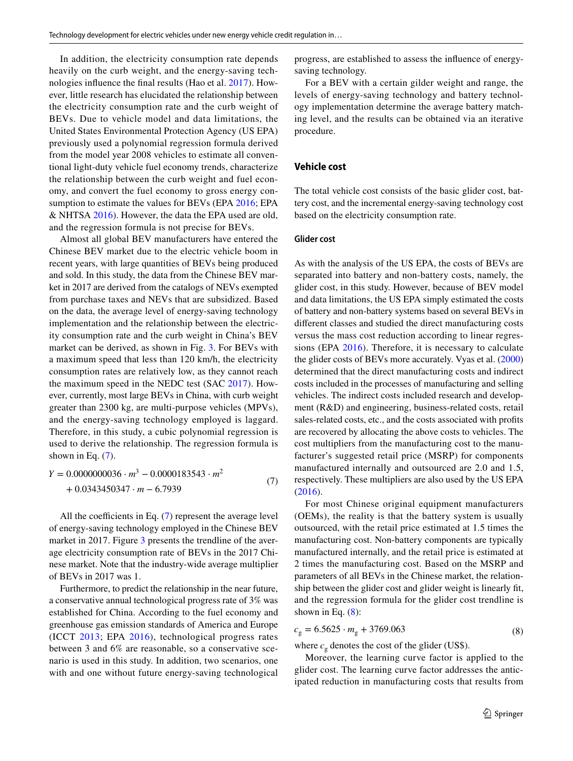In addition, the electricity consumption rate depends heavily on the curb weight, and the energy-saving technologies influence the final results (Hao et al. 2017). However, little research has elucidated the relationship between the electricity consumption rate and the curb weight of BEVs. Due to vehicle model and data limitations, the United States Environmental Protection Agency (US EPA) previously used a polynomial regression formula derived from the model year 2008 vehicles to estimate all conventional light-duty vehicle fuel economy trends, characterize the relationship between the curb weight and fuel economy, and convert the fuel economy to gross energy consumption to estimate the values for BEVs (EPA 2016; EPA & NHTSA 2016). However, the data the EPA used are old, and the regression formula is not precise for BEVs.

Almost all global BEV manufacturers have entered the Chinese BEV market due to the electric vehicle boom in recent years, with large quantities of BEVs being produced and sold. In this study, the data from the Chinese BEV market in 2017 are derived from the catalogs of NEVs exempted from purchase taxes and NEVs that are subsidized. Based on the data, the average level of energy-saving technology implementation and the relationship between the electricity consumption rate and the curb weight in China's BEV market can be derived, as shown in Fig. 3. For BEVs with a maximum speed that less than 120 km/h, the electricity consumption rates are relatively low, as they cannot reach the maximum speed in the NEDC test (SAC 2017). However, currently, most large BEVs in China, with curb weight greater than 2300 kg, are multi-purpose vehicles (MPVs), and the energy-saving technology employed is laggard. Therefore, in this study, a cubic polynomial regression is used to derive the relationship. The regression formula is shown in Eq. (7).

$$Y = 0.0000000036 \cdot m^3 - 0.0000183543 \cdot m^2 + 0.0343450347 \cdot m - 6.7939 \tag{7}$$

All the coefficients in Eq. (7) represent the average level of energy-saving technology employed in the Chinese BEV market in 2017. Figure 3 presents the trendline of the average electricity consumption rate of BEVs in the 2017 Chinese market. Note that the industry-wide average multiplier of BEVs in 2017 was 1.

Furthermore, to predict the relationship in the near future, a conservative annual technological progress rate of 3% was established for China. According to the fuel economy and greenhouse gas emission standards of America and Europe (ICCT 2013; EPA 2016), technological progress rates between 3 and 6% are reasonable, so a conservative scenario is used in this study. In addition, two scenarios, one with and one without future energy-saving technological progress, are established to assess the influence of energy-saving technology.

For a BEV with a certain gilder weight and range, the levels of energy-saving technology and battery technology implementation determine the average battery matching level, and the results can be obtained via an iterative procedure.

## Vehicle cost

The total vehicle cost consists of the basic glider cost, battery cost, and the incremental energy-saving technology cost based on the electricity consumption rate.

### Glider cost

As with the analysis of the US EPA, the costs of BEVs are separated into battery and non-battery costs, namely, the glider cost, in this study. However, because of BEV model and data limitations, the US EPA simply estimated the costs of battery and non-battery systems based on several BEVs in different classes and studied the direct manufacturing costs versus the mass cost reduction according to linear regressions (EPA 2016). Therefore, it is necessary to calculate the glider costs of BEVs more accurately. Vyas et al. (2000) determined that the direct manufacturing costs and indirect costs included in the processes of manufacturing and selling vehicles. The indirect costs included research and development (R&D) and engineering, business-related costs, retail sales-related costs, etc., and the costs associated with profits are recovered by allocating the above costs to vehicles. The cost multipliers from the manufacturing cost to the manufacturer's suggested retail price (MSRP) for components manufactured internally and outsourced are 2.0 and 1.5, respectively. These multipliers are also used by the US EPA (2016).

For most Chinese original equipment manufacturers (OEMs), the reality is that the battery system is usually outsourced, with the retail price estimated at 1.5 times the manufacturing cost. Non-battery components are typically manufactured internally, and the retail price is estimated at 2 times the manufacturing cost. Based on the MSRP and parameters of all BEVs in the Chinese market, the relationship between the glider cost and glider weight is linearly fit, and the regression formula for the glider cost trendline is shown in Eq. (8):

$$c_g = 6.5625 \cdot m_g + 3769.063 \tag{8}$$

where $c_g$ denotes the cost of the glider (US$).

Moreover, the learning curve factor is applied to the glider cost. The learning curve factor addresses the anticipated reduction in manufacturing costs that results from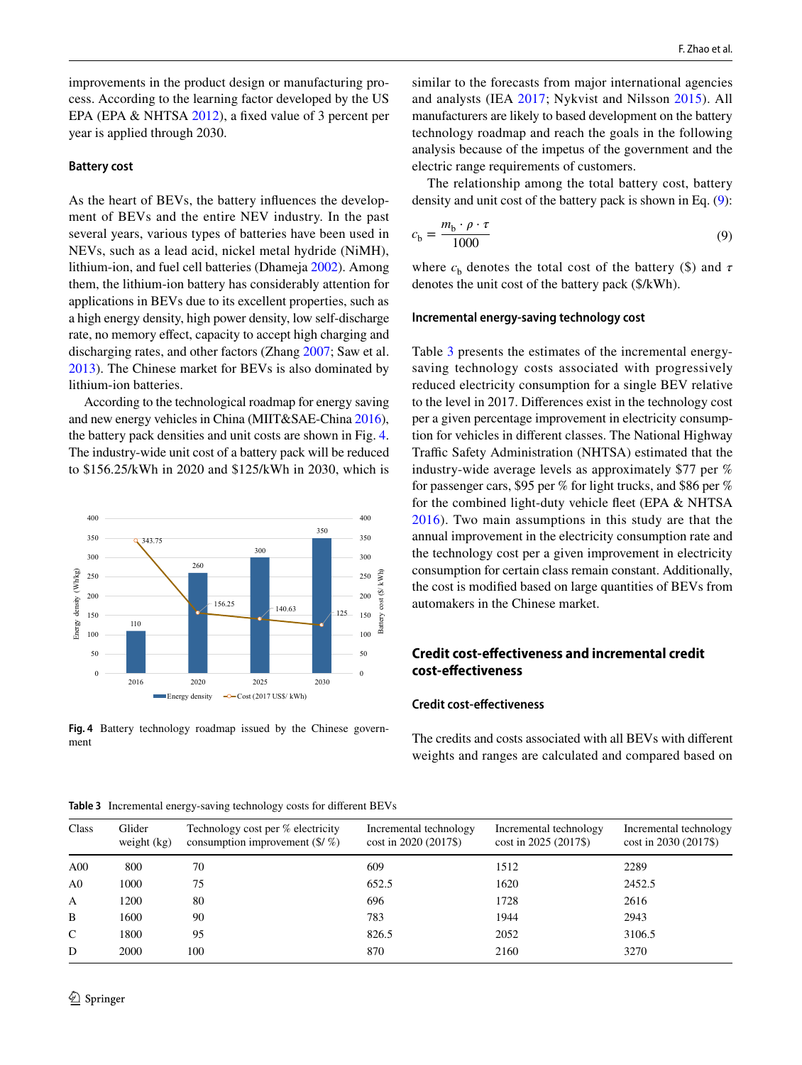improvements in the product design or manufacturing process. According to the learning factor developed by the US EPA (EPA & NHTSA 2012), a fixed value of 3 percent per year is applied through 2030.

### Battery cost

As the heart of BEVs, the battery influences the development of BEVs and the entire NEV industry. In the past several years, various types of batteries have been used in NEVs, such as a lead acid, nickel metal hydride (NiMH), lithium-ion, and fuel cell batteries (Dhameja 2002). Among them, the lithium-ion battery has considerably attention for applications in BEVs due to its excellent properties, such as a high energy density, high power density, low self-discharge rate, no memory effect, capacity to accept high charging and discharging rates, and other factors (Zhang 2007; Saw et al. 2013). The Chinese market for BEVs is also dominated by lithium-ion batteries.

According to the technological roadmap for energy saving and new energy vehicles in China (MIIT&SAE-China 2016), the battery pack densities and unit costs are shown in Fig. 4. The industry-wide unit cost of a battery pack will be reduced to \$156.25/kWh in 2020 and \$125/kWh in 2030, which is similar to the forecasts from major international agencies and analysts (IEA 2017; Nykvist and Nilsson 2015). All manufacturers are likely to based development on the battery technology roadmap and reach the goals in the following analysis because of the impetus of the government and the electric range requirements of customers.

**Fig. 4** Battery technology roadmap issued by the Chinese government

The relationship among the total battery cost, battery density and unit cost of the battery pack is shown in Eq. (9):

$$c_b = \frac{m_b \cdot \rho \cdot \tau}{1000} \tag{9}$$

where $c_b$ denotes the total cost of the battery (\$) and $\tau$ denotes the unit cost of the battery pack (\$/kWh).

### Incremental energy-saving technology cost

Table 3 presents the estimates of the incremental energy-saving technology costs associated with progressively reduced electricity consumption for a single BEV relative to the level in 2017. Differences exist in the technology cost per a given percentage improvement in electricity consumption for vehicles in different classes. The National Highway Traffic Safety Administration (NHTSA) estimated that the industry-wide average levels as approximately \$77 per % for passenger cars, \$95 per % for light trucks, and \$86 per % for the combined light-duty vehicle fleet (EPA & NHTSA 2016). Two main assumptions in this study are that the annual improvement in the electricity consumption rate and the technology cost per a given improvement in electricity consumption for certain class remain constant. Additionally, the cost is modified based on large quantities of BEVs from automakers in the Chinese market.

## Credit cost-effectiveness and incremental credit cost-effectiveness

### Credit cost-effectiveness

The credits and costs associated with all BEVs with different weights and ranges are calculated and compared based on

**Table 3** Incremental energy-saving technology costs for different BEVs

| Class | Glider weight (kg) | Technology cost per % electricity consumption improvement (\$/ %) | Incremental technology cost in 2020 (2017\$) | Incremental technology cost in 2025 (2017\$) | Incremental technology cost in 2030 (2017\$) |
|---|---|---|---|---|---|
| A00 | 800 | 70 | 609 | 1512 | 2289 |
| A0 | 1000 | 75 | 652.5 | 1620 | 2452.5 |
| A | 1200 | 80 | 696 | 1728 | 2616 |
| B | 1600 | 90 | 783 | 1944 | 2943 |
| C | 1800 | 95 | 826.5 | 2052 | 3106.5 |
| D | 2000 | 100 | 870 | 2160 | 3270 |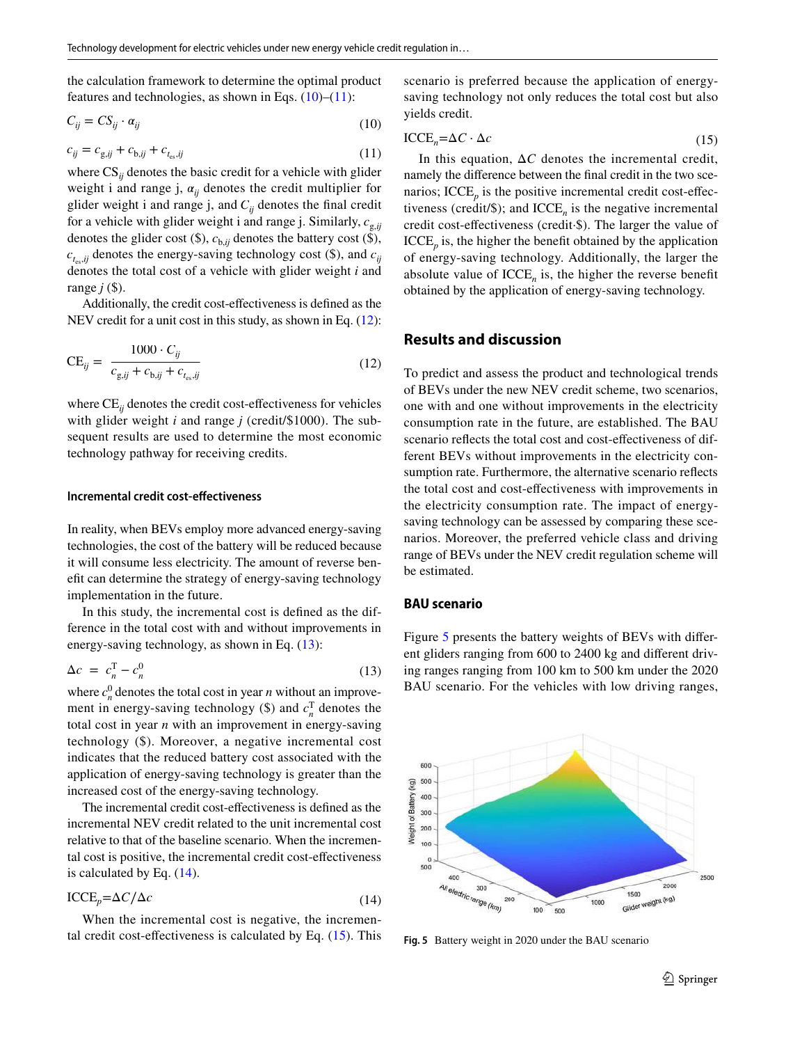the calculation framework to determine the optimal product features and technologies, as shown in Eqs. (10)–(11):

$$C_{ij} = CS_{ij} \cdot \alpha_{ij} \tag{10}$$

$$c_{ij} = c_{g,ij} + c_{b,ij} + c_{t_{es},ij} \tag{11}$$

where $CS_{ij}$ denotes the basic credit for a vehicle with glider weight i and range j, $\alpha_{ij}$ denotes the credit multiplier for glider weight i and range j, and $C_{ij}$ denotes the final credit for a vehicle with glider weight i and range j. Similarly, $c_{g,ij}$ denotes the glider cost ($), $c_{b,ij}$ denotes the battery cost ($), $c_{t_{es},ij}$ denotes the energy-saving technology cost ($), and $c_{ij}$ denotes the total cost of a vehicle with glider weight *i* and range *j* ($).

Additionally, the credit cost-effectiveness is defined as the NEV credit for a unit cost in this study, as shown in Eq. (12):

$$\mathrm{CE}_{ij} = \frac{1000 \cdot C_{ij}}{c_{g,ij} + c_{b,ij} + c_{t_{es},ij}} \tag{12}$$

where $\mathrm{CE}_{ij}$ denotes the credit cost-effectiveness for vehicles with glider weight *i* and range *j* (credit/$1000). The subsequent results are used to determine the most economic technology pathway for receiving credits.

### Incremental credit cost-effectiveness

In reality, when BEVs employ more advanced energy-saving technologies, the cost of the battery will be reduced because it will consume less electricity. The amount of reverse benefit can determine the strategy of energy-saving technology implementation in the future.

In this study, the incremental cost is defined as the difference in the total cost with and without improvements in energy-saving technology, as shown in Eq. (13):

$$\Delta c = c_n^{\mathrm{T}} - c_n^0 \tag{13}$$

where $c_n^0$ denotes the total cost in year *n* without an improvement in energy-saving technology ($) and $c_n^{\mathrm{T}}$ denotes the total cost in year *n* with an improvement in energy-saving technology ($). Moreover, a negative incremental cost indicates that the reduced battery cost associated with the application of energy-saving technology is greater than the increased cost of the energy-saving technology.

The incremental credit cost-effectiveness is defined as the incremental NEV credit related to the unit incremental cost relative to that of the baseline scenario. When the incremental cost is positive, the incremental credit cost-effectiveness is calculated by Eq. (14).

$$\mathrm{ICCE}_p = \Delta C / \Delta c \tag{14}$$

When the incremental cost is negative, the incremental credit cost-effectiveness is calculated by Eq. (15). This scenario is preferred because the application of energy-saving technology not only reduces the total cost but also yields credit.

$$\mathrm{ICCE}_n = \Delta C \cdot \Delta c \tag{15}$$

In this equation, $\Delta C$ denotes the incremental credit, namely the difference between the final credit in the two scenarios; $\mathrm{ICCE}_p$ is the positive incremental credit cost-effectiveness (credit/$); and $\mathrm{ICCE}_n$ is the negative incremental credit cost-effectiveness (credit·$). The larger the value of $\mathrm{ICCE}_p$ is, the higher the benefit obtained by the application of energy-saving technology. Additionally, the larger the absolute value of $\mathrm{ICCE}_n$ is, the higher the reverse benefit obtained by the application of energy-saving technology.

## Results and discussion

To predict and assess the product and technological trends of BEVs under the new NEV credit scheme, two scenarios, one with and one without improvements in the electricity consumption rate in the future, are established. The BAU scenario reflects the total cost and cost-effectiveness of different BEVs without improvements in the electricity consumption rate. Furthermore, the alternative scenario reflects the total cost and cost-effectiveness with improvements in the electricity consumption rate. The impact of energy-saving technology can be assessed by comparing these scenarios. Moreover, the preferred vehicle class and driving range of BEVs under the NEV credit regulation scheme will be estimated.

### BAU scenario

Figure 5 presents the battery weights of BEVs with different gliders ranging from 600 to 2400 kg and different driving ranges ranging from 100 km to 500 km under the 2020 BAU scenario. For the vehicles with low driving ranges,

**Fig. 5** Battery weight in 2020 under the BAU scenario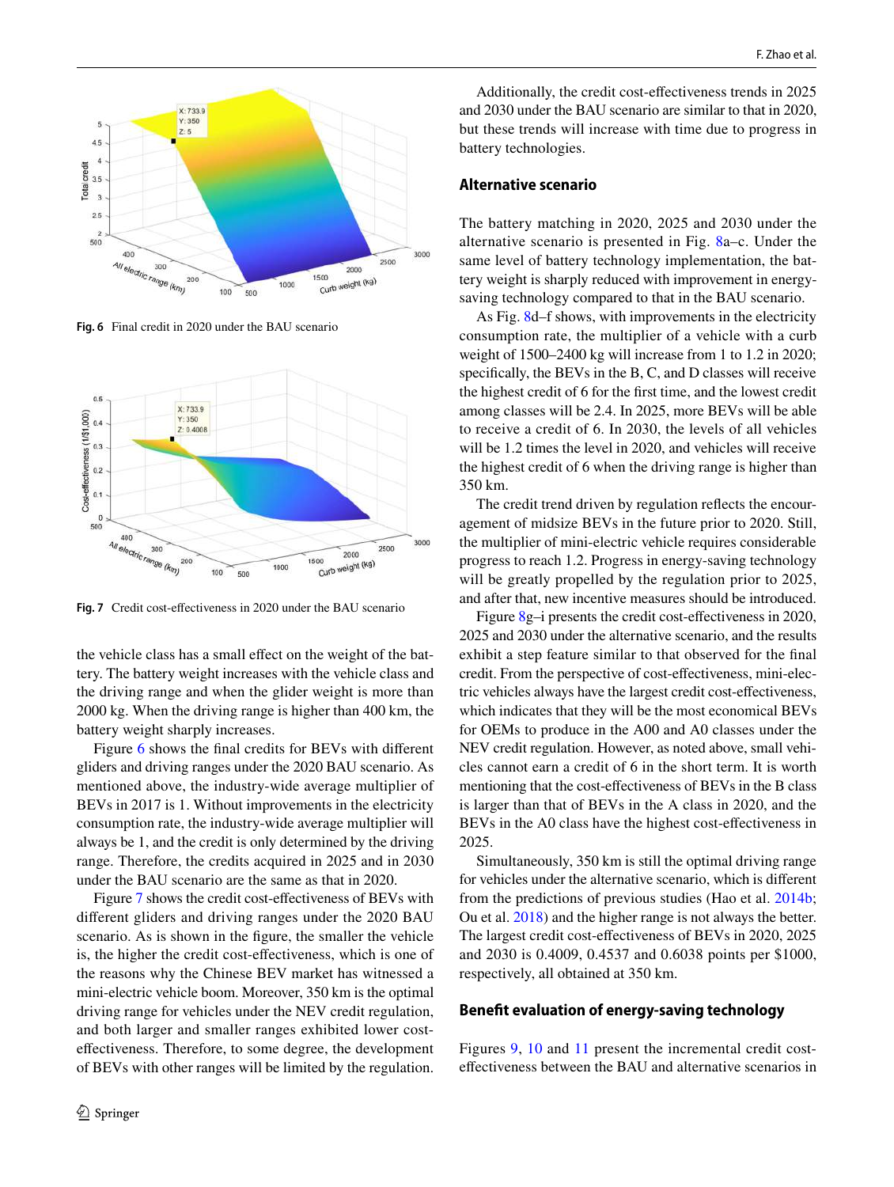Fig. 6 Final credit in 2020 under the BAU scenario

Fig. 7 Credit cost-effectiveness in 2020 under the BAU scenario

the vehicle class has a small effect on the weight of the battery. The battery weight increases with the vehicle class and the driving range and when the glider weight is more than 2000 kg. When the driving range is higher than 400 km, the battery weight sharply increases.

Figure 6 shows the final credits for BEVs with different gliders and driving ranges under the 2020 BAU scenario. As mentioned above, the industry-wide average multiplier of BEVs in 2017 is 1. Without improvements in the electricity consumption rate, the industry-wide average multiplier will always be 1, and the credit is only determined by the driving range. Therefore, the credits acquired in 2025 and in 2030 under the BAU scenario are the same as that in 2020.

Figure 7 shows the credit cost-effectiveness of BEVs with different gliders and driving ranges under the 2020 BAU scenario. As is shown in the figure, the smaller the vehicle is, the higher the credit cost-effectiveness, which is one of the reasons why the Chinese BEV market has witnessed a mini-electric vehicle boom. Moreover, 350 km is the optimal driving range for vehicles under the NEV credit regulation, and both larger and smaller ranges exhibited lower cost-effectiveness. Therefore, to some degree, the development of BEVs with other ranges will be limited by the regulation.

Additionally, the credit cost-effectiveness trends in 2025 and 2030 under the BAU scenario are similar to that in 2020, but these trends will increase with time due to progress in battery technologies.

### Alternative scenario

The battery matching in 2020, 2025 and 2030 under the alternative scenario is presented in Fig. 8a–c. Under the same level of battery technology implementation, the battery weight is sharply reduced with improvement in energy-saving technology compared to that in the BAU scenario.

As Fig. 8d–f shows, with improvements in the electricity consumption rate, the multiplier of a vehicle with a curb weight of 1500–2400 kg will increase from 1 to 1.2 in 2020; specifically, the BEVs in the B, C, and D classes will receive the highest credit of 6 for the first time, and the lowest credit among classes will be 2.4. In 2025, more BEVs will be able to receive a credit of 6. In 2030, the levels of all vehicles will be 1.2 times the level in 2020, and vehicles will receive the highest credit of 6 when the driving range is higher than 350 km.

The credit trend driven by regulation reflects the encouragement of midsize BEVs in the future prior to 2020. Still, the multiplier of mini-electric vehicle requires considerable progress to reach 1.2. Progress in energy-saving technology will be greatly propelled by the regulation prior to 2025, and after that, new incentive measures should be introduced.

Figure 8g–i presents the credit cost-effectiveness in 2020, 2025 and 2030 under the alternative scenario, and the results exhibit a step feature similar to that observed for the final credit. From the perspective of cost-effectiveness, mini-electric vehicles always have the largest credit cost-effectiveness, which indicates that they will be the most economical BEVs for OEMs to produce in the A00 and A0 classes under the NEV credit regulation. However, as noted above, small vehicles cannot earn a credit of 6 in the short term. It is worth mentioning that the cost-effectiveness of BEVs in the B class is larger than that of BEVs in the A class in 2020, and the BEVs in the A0 class have the highest cost-effectiveness in 2025.

Simultaneously, 350 km is still the optimal driving range for vehicles under the alternative scenario, which is different from the predictions of previous studies (Hao et al. 2014b; Ou et al. 2018) and the higher range is not always the better. The largest credit cost-effectiveness of BEVs in 2020, 2025 and 2030 is 0.4009, 0.4537 and 0.6038 points per \$1000, respectively, all obtained at 350 km.

### Benefit evaluation of energy-saving technology

Figures 9, 10 and 11 present the incremental credit cost-effectiveness between the BAU and alternative scenarios in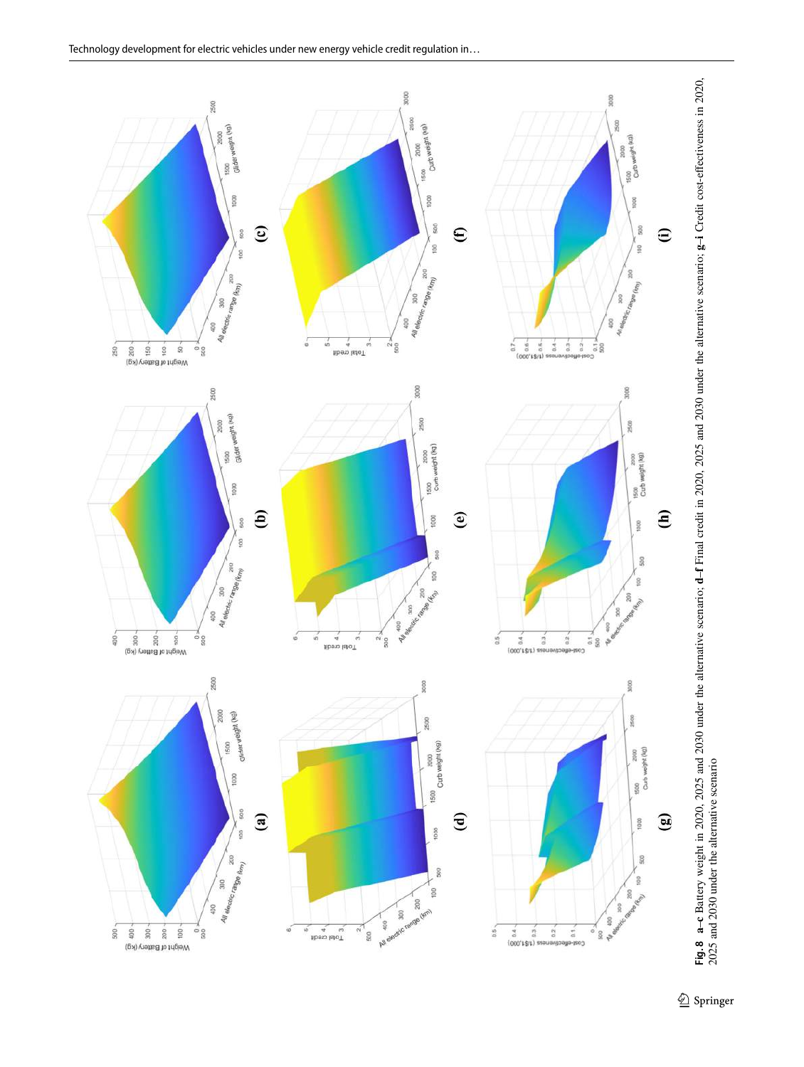**Fig. 8** **a–c** Battery weight in 2020, 2025 and 2030 under the alternative scenario; **d–f** Final credit in 2020, 2025 and 2030 under the alternative scenario; **g–i** Credit cost-effectiveness in 2020, 2025 and 2030 under the alternative scenario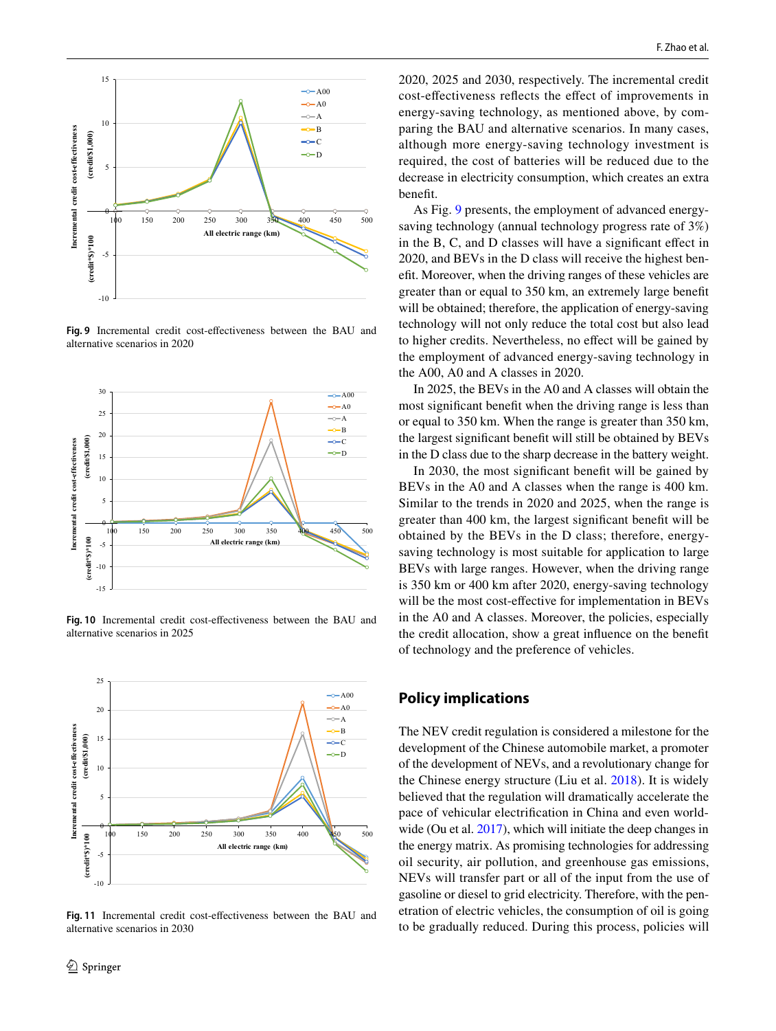Fig. 9 Incremental credit cost-effectiveness between the BAU and alternative scenarios in 2020

Fig. 10 Incremental credit cost-effectiveness between the BAU and alternative scenarios in 2025

Fig. 11 Incremental credit cost-effectiveness between the BAU and alternative scenarios in 2030

2020, 2025 and 2030, respectively. The incremental credit cost-effectiveness reflects the effect of improvements in energy-saving technology, as mentioned above, by comparing the BAU and alternative scenarios. In many cases, although more energy-saving technology investment is required, the cost of batteries will be reduced due to the decrease in electricity consumption, which creates an extra benefit.

As Fig. 9 presents, the employment of advanced energy-saving technology (annual technology progress rate of 3%) in the B, C, and D classes will have a significant effect in 2020, and BEVs in the D class will receive the highest benefit. Moreover, when the driving ranges of these vehicles are greater than or equal to 350 km, an extremely large benefit will be obtained; therefore, the application of energy-saving technology will not only reduce the total cost but also lead to higher credits. Nevertheless, no effect will be gained by the employment of advanced energy-saving technology in the A00, A0 and A classes in 2020.

In 2025, the BEVs in the A0 and A classes will obtain the most significant benefit when the driving range is less than or equal to 350 km. When the range is greater than 350 km, the largest significant benefit will still be obtained by BEVs in the D class due to the sharp decrease in the battery weight.

In 2030, the most significant benefit will be gained by BEVs in the A0 and A classes when the range is 400 km. Similar to the trends in 2020 and 2025, when the range is greater than 400 km, the largest significant benefit will be obtained by the BEVs in the D class; therefore, energy-saving technology is most suitable for application to large BEVs with large ranges. However, when the driving range is 350 km or 400 km after 2020, energy-saving technology will be the most cost-effective for implementation in BEVs in the A0 and A classes. Moreover, the policies, especially the credit allocation, show a great influence on the benefit of technology and the preference of vehicles.

## Policy implications

The NEV credit regulation is considered a milestone for the development of the Chinese automobile market, a promoter of the development of NEVs, and a revolutionary change for the Chinese energy structure (Liu et al. 2018). It is widely believed that the regulation will dramatically accelerate the pace of vehicular electrification in China and even worldwide (Ou et al. 2017), which will initiate the deep changes in the energy matrix. As promising technologies for addressing oil security, air pollution, and greenhouse gas emissions, NEVs will transfer part or all of the input from the use of gasoline or diesel to grid electricity. Therefore, with the penetration of electric vehicles, the consumption of oil is going to be gradually reduced. During this process, policies will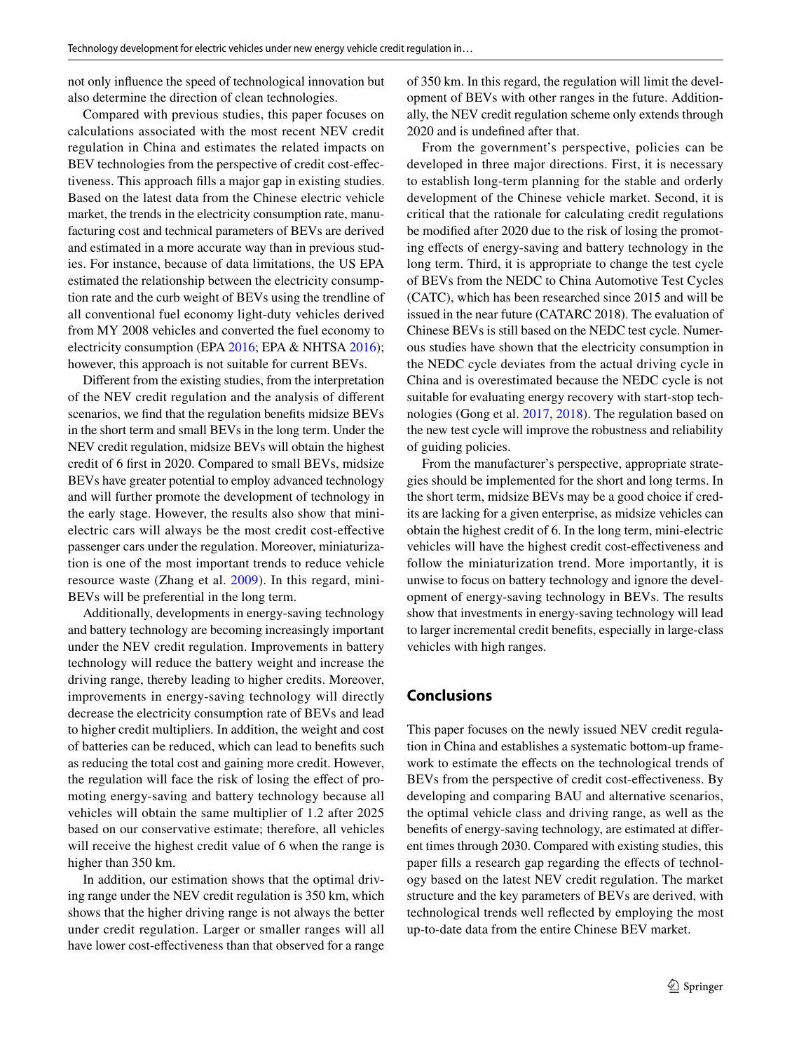not only influence the speed of technological innovation but also determine the direction of clean technologies.

Compared with previous studies, this paper focuses on calculations associated with the most recent NEV credit regulation in China and estimates the related impacts on BEV technologies from the perspective of credit cost-effectiveness. This approach fills a major gap in existing studies. Based on the latest data from the Chinese electric vehicle market, the trends in the electricity consumption rate, manufacturing cost and technical parameters of BEVs are derived and estimated in a more accurate way than in previous studies. For instance, because of data limitations, the US EPA estimated the relationship between the electricity consumption rate and the curb weight of BEVs using the trendline of all conventional fuel economy light-duty vehicles derived from MY 2008 vehicles and converted the fuel economy to electricity consumption (EPA 2016; EPA & NHTSA 2016); however, this approach is not suitable for current BEVs.

Different from the existing studies, from the interpretation of the NEV credit regulation and the analysis of different scenarios, we find that the regulation benefits midsize BEVs in the short term and small BEVs in the long term. Under the NEV credit regulation, midsize BEVs will obtain the highest credit of 6 first in 2020. Compared to small BEVs, midsize BEVs have greater potential to employ advanced technology and will further promote the development of technology in the early stage. However, the results also show that mini-electric cars will always be the most credit cost-effective passenger cars under the regulation. Moreover, miniaturization is one of the most important trends to reduce vehicle resource waste (Zhang et al. 2009). In this regard, mini-BEVs will be preferential in the long term.

Additionally, developments in energy-saving technology and battery technology are becoming increasingly important under the NEV credit regulation. Improvements in battery technology will reduce the battery weight and increase the driving range, thereby leading to higher credits. Moreover, improvements in energy-saving technology will directly decrease the electricity consumption rate of BEVs and lead to higher credit multipliers. In addition, the weight and cost of batteries can be reduced, which can lead to benefits such as reducing the total cost and gaining more credit. However, the regulation will face the risk of losing the effect of promoting energy-saving and battery technology because all vehicles will obtain the same multiplier of 1.2 after 2025 based on our conservative estimate; therefore, all vehicles will receive the highest credit value of 6 when the range is higher than 350 km.

In addition, our estimation shows that the optimal driving range under the NEV credit regulation is 350 km, which shows that the higher driving range is not always the better under credit regulation. Larger or smaller ranges will all have lower cost-effectiveness than that observed for a range of 350 km. In this regard, the regulation will limit the development of BEVs with other ranges in the future. Additionally, the NEV credit regulation scheme only extends through 2020 and is undefined after that.

From the government's perspective, policies can be developed in three major directions. First, it is necessary to establish long-term planning for the stable and orderly development of the Chinese vehicle market. Second, it is critical that the rationale for calculating credit regulations be modified after 2020 due to the risk of losing the promoting effects of energy-saving and battery technology in the long term. Third, it is appropriate to change the test cycle of BEVs from the NEDC to China Automotive Test Cycles (CATC), which has been researched since 2015 and will be issued in the near future (CATARC 2018). The evaluation of Chinese BEVs is still based on the NEDC test cycle. Numerous studies have shown that the electricity consumption in the NEDC cycle deviates from the actual driving cycle in China and is overestimated because the NEDC cycle is not suitable for evaluating energy recovery with start-stop technologies (Gong et al. 2017, 2018). The regulation based on the new test cycle will improve the robustness and reliability of guiding policies.

From the manufacturer's perspective, appropriate strategies should be implemented for the short and long terms. In the short term, midsize BEVs may be a good choice if credits are lacking for a given enterprise, as midsize vehicles can obtain the highest credit of 6. In the long term, mini-electric vehicles will have the highest credit cost-effectiveness and follow the miniaturization trend. More importantly, it is unwise to focus on battery technology and ignore the development of energy-saving technology in BEVs. The results show that investments in energy-saving technology will lead to larger incremental credit benefits, especially in large-class vehicles with high ranges.

## Conclusions

This paper focuses on the newly issued NEV credit regulation in China and establishes a systematic bottom-up framework to estimate the effects on the technological trends of BEVs from the perspective of credit cost-effectiveness. By developing and comparing BAU and alternative scenarios, the optimal vehicle class and driving range, as well as the benefits of energy-saving technology, are estimated at different times through 2030. Compared with existing studies, this paper fills a research gap regarding the effects of technology based on the latest NEV credit regulation. The market structure and the key parameters of BEVs are derived, with technological trends well reflected by employing the most up-to-date data from the entire Chinese BEV market.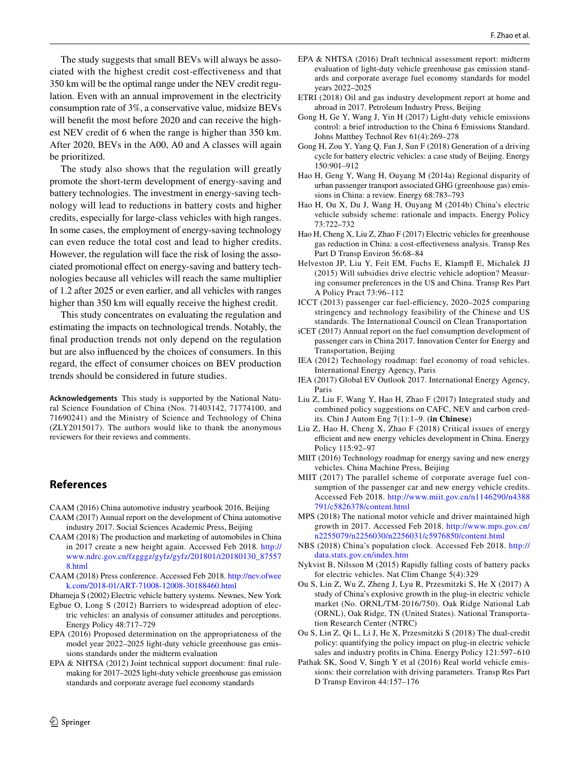The study suggests that small BEVs will always be associated with the highest credit cost-effectiveness and that 350 km will be the optimal range under the NEV credit regulation. Even with an annual improvement in the electricity consumption rate of 3%, a conservative value, midsize BEVs will benefit the most before 2020 and can receive the highest NEV credit of 6 when the range is higher than 350 km. After 2020, BEVs in the A00, A0 and A classes will again be prioritized.

The study also shows that the regulation will greatly promote the short-term development of energy-saving and battery technologies. The investment in energy-saving technology will lead to reductions in battery costs and higher credits, especially for large-class vehicles with high ranges. In some cases, the employment of energy-saving technology can even reduce the total cost and lead to higher credits. However, the regulation will face the risk of losing the associated promotional effect on energy-saving and battery technologies because all vehicles will reach the same multiplier of 1.2 after 2025 or even earlier, and all vehicles with ranges higher than 350 km will equally receive the highest credit.

This study concentrates on evaluating the regulation and estimating the impacts on technological trends. Notably, the final production trends not only depend on the regulation but are also influenced by the choices of consumers. In this regard, the effect of consumer choices on BEV production trends should be considered in future studies.

**Acknowledgements** This study is supported by the National Natural Science Foundation of China (Nos. 71403142, 71774100, and 71690241) and the Ministry of Science and Technology of China (ZLY2015017). The authors would like to thank the anonymous reviewers for their reviews and comments.

## References

CAAM (2016) China automotive industry yearbook 2016, Beijing

CAAM (2017) Annual report on the development of China automotive industry 2017. Social Sciences Academic Press, Beijing

CAAM (2018) The production and marketing of automobiles in China in 2017 create a new height again. Accessed Feb 2018. http://www.ndrc.gov.cn/fzgggz/gyfz/gyfz/201801/t20180130_875578.html

CAAM (2018) Press conference. Accessed Feb 2018. http://nev.ofweek.com/2018-01/ART-71008-12008-30188460.html

Dhameja S (2002) Electric vehicle battery systems. Newnes, New York

Egbue O, Long S (2012) Barriers to widespread adoption of electric vehicles: an analysis of consumer attitudes and perceptions. Energy Policy 48:717–729

EPA (2016) Proposed determination on the appropriateness of the model year 2022–2025 light-duty vehicle greenhouse gas emissions standards under the midterm evaluation

EPA & NHTSA (2012) Joint technical support document: final rulemaking for 2017–2025 light-duty vehicle greenhouse gas emission standards and corporate average fuel economy standards

EPA & NHTSA (2016) Draft technical assessment report: midterm evaluation of light-duty vehicle greenhouse gas emission standards and corporate average fuel economy standards for model years 2022–2025

ETRI (2018) Oil and gas industry development report at home and abroad in 2017. Petroleum Industry Press, Beijing

Gong H, Ge Y, Wang J, Yin H (2017) Light-duty vehicle emissions control: a brief introduction to the China 6 Emissions Standard. Johns Matthey Technol Rev 61(4):269–278

Gong H, Zou Y, Yang Q, Fan J, Sun F (2018) Generation of a driving cycle for battery electric vehicles: a case study of Beijing. Energy 150:901–912

Hao H, Geng Y, Wang H, Ouyang M (2014a) Regional disparity of urban passenger transport associated GHG (greenhouse gas) emissions in China: a review. Energy 68:783–793

Hao H, Ou X, Du J, Wang H, Ouyang M (2014b) China's electric vehicle subsidy scheme: rationale and impacts. Energy Policy 73:722–732

Hao H, Cheng X, Liu Z, Zhao F (2017) Electric vehicles for greenhouse gas reduction in China: a cost-effectiveness analysis. Transp Res Part D Transp Environ 56:68–84

Helveston JP, Liu Y, Feit EM, Fuchs E, Klampfl E, Michalek JJ (2015) Will subsidies drive electric vehicle adoption? Measuring consumer preferences in the US and China. Transp Res Part A Policy Pract 73:96–112

ICCT (2013) passenger car fuel-efficiency, 2020–2025 comparing stringency and technology feasibility of the Chinese and US standards. The International Council on Clean Transportation

iCET (2017) Annual report on the fuel consumption development of passenger cars in China 2017. Innovation Center for Energy and Transportation, Beijing

IEA (2012) Technology roadmap: fuel economy of road vehicles. International Energy Agency, Paris

IEA (2017) Global EV Outlook 2017. International Energy Agency, Paris

Liu Z, Liu F, Wang Y, Hao H, Zhao F (2017) Integrated study and combined policy suggestions on CAFC, NEV and carbon credits. Chin J Autom Eng 7(1):1–9. (**in Chinese**)

Liu Z, Hao H, Cheng X, Zhao F (2018) Critical issues of energy efficient and new energy vehicles development in China. Energy Policy 115:92–97

MIIT (2016) Technology roadmap for energy saving and new energy vehicles. China Machine Press, Beijing

MIIT (2017) The parallel scheme of corporate average fuel consumption of the passenger car and new energy vehicle credits. Accessed Feb 2018. http://www.miit.gov.cn/n1146290/n4388791/c5826378/content.html

MPS (2018) The national motor vehicle and driver maintained high growth in 2017. Accessed Feb 2018. http://www.mps.gov.cn/n2255079/n2256030/n2256031/c5976850/content.html

NBS (2018) China's population clock. Accessed Feb 2018. http://data.stats.gov.cn/index.htm

Nykvist B, Nilsson M (2015) Rapidly falling costs of battery packs for electric vehicles. Nat Clim Change 5(4):329

Ou S, Lin Z, Wu Z, Zheng J, Lyu R, Przesmitzki S, He X (2017) A study of China's explosive growth in the plug-in electric vehicle market (No. ORNL/TM-2016/750). Oak Ridge National Lab (ORNL), Oak Ridge, TN (United States). National Transportation Research Center (NTRC)

Ou S, Lin Z, Qi L, Li J, He X, Przesmitzki S (2018) The dual-credit policy: quantifying the policy impact on plug-in electric vehicle sales and industry profits in China. Energy Policy 121:597–610

Pathak SK, Sood V, Singh Y et al (2016) Real world vehicle emissions: their correlation with driving parameters. Transp Res Part D Transp Environ 44:157–176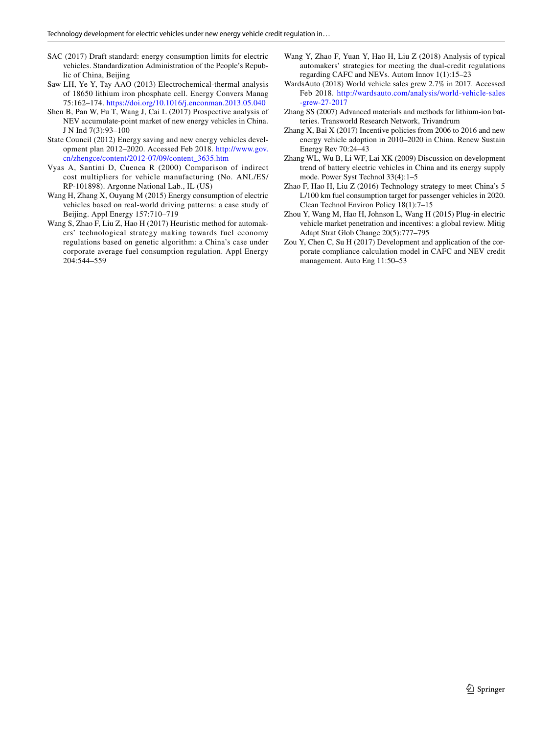SAC (2017) Draft standard: energy consumption limits for electric vehicles. Standardization Administration of the People's Republic of China, Beijing

Saw LH, Ye Y, Tay AAO (2013) Electrochemical-thermal analysis of 18650 lithium iron phosphate cell. Energy Convers Manag 75:162–174. https://doi.org/10.1016/j.enconman.2013.05.040

Shen B, Pan W, Fu T, Wang J, Cai L (2017) Prospective analysis of NEV accumulate-point market of new energy vehicles in China. J N Ind 7(3):93–100

State Council (2012) Energy saving and new energy vehicles development plan 2012–2020. Accessed Feb 2018. http://www.gov.cn/zhengce/content/2012-07/09/content_3635.htm

Vyas A, Santini D, Cuenca R (2000) Comparison of indirect cost multipliers for vehicle manufacturing (No. ANL/ES/RP-101898). Argonne National Lab., IL (US)

Wang H, Zhang X, Ouyang M (2015) Energy consumption of electric vehicles based on real-world driving patterns: a case study of Beijing. Appl Energy 157:710–719

Wang S, Zhao F, Liu Z, Hao H (2017) Heuristic method for automakers' technological strategy making towards fuel economy regulations based on genetic algorithm: a China's case under corporate average fuel consumption regulation. Appl Energy 204:544–559

Wang Y, Zhao F, Yuan Y, Hao H, Liu Z (2018) Analysis of typical automakers' strategies for meeting the dual-credit regulations regarding CAFC and NEVs. Autom Innov 1(1):15–23

WardsAuto (2018) World vehicle sales grew 2.7% in 2017. Accessed Feb 2018. http://wardsauto.com/analysis/world-vehicle-sales-grew-27-2017

Zhang SS (2007) Advanced materials and methods for lithium-ion batteries. Transworld Research Network, Trivandrum

Zhang X, Bai X (2017) Incentive policies from 2006 to 2016 and new energy vehicle adoption in 2010–2020 in China. Renew Sustain Energy Rev 70:24–43

Zhang WL, Wu B, Li WF, Lai XK (2009) Discussion on development trend of battery electric vehicles in China and its energy supply mode. Power Syst Technol 33(4):1–5

Zhao F, Hao H, Liu Z (2016) Technology strategy to meet China's 5 L/100 km fuel consumption target for passenger vehicles in 2020. Clean Technol Environ Policy 18(1):7–15

Zhou Y, Wang M, Hao H, Johnson L, Wang H (2015) Plug-in electric vehicle market penetration and incentives: a global review. Mitig Adapt Strat Glob Change 20(5):777–795

Zou Y, Chen C, Su H (2017) Development and application of the corporate compliance calculation model in CAFC and NEV credit management. Auto Eng 11:50–53